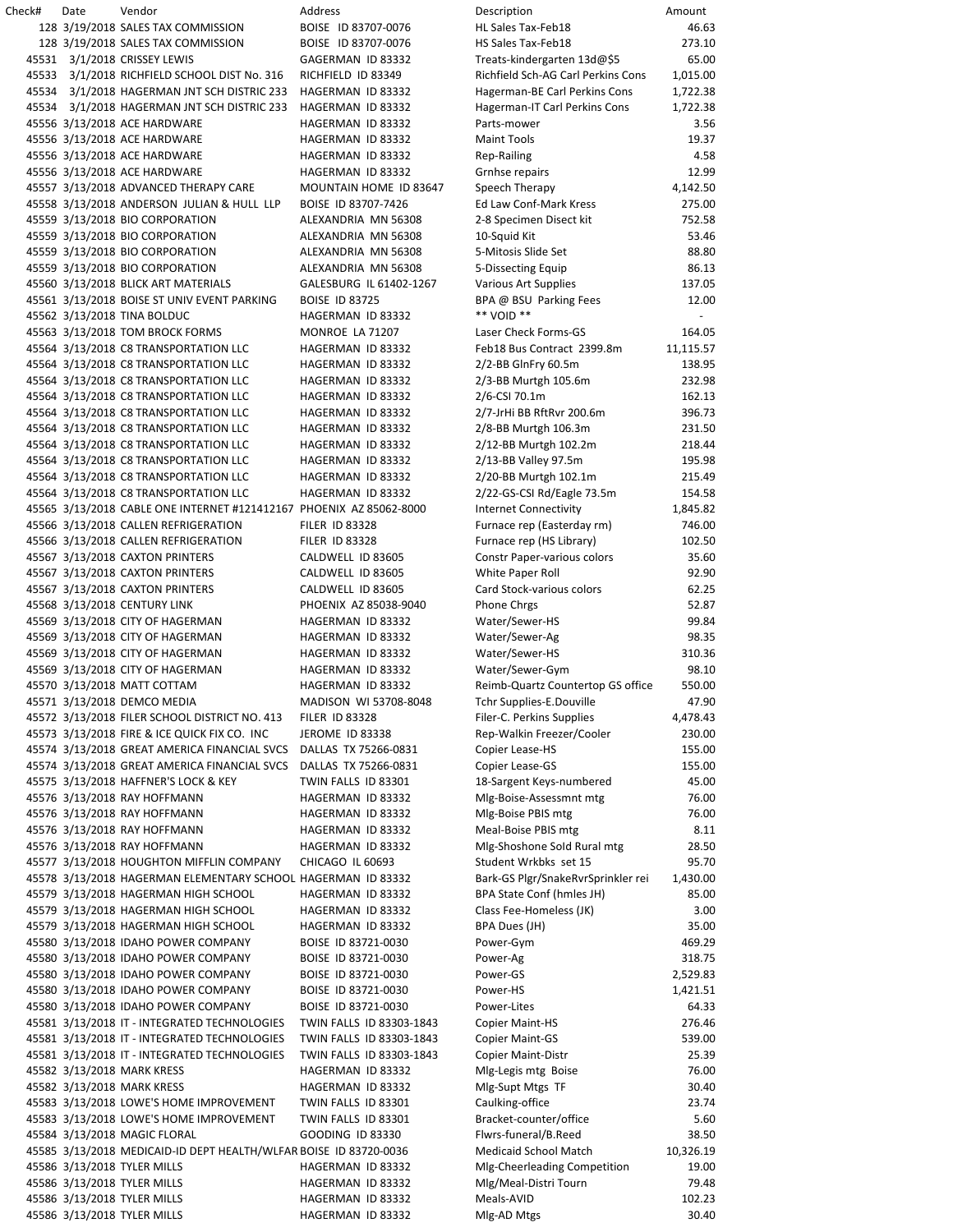| Check# | Date | Vendor | Address | Description | Amount |
|---|---|---|---|---|---|
| 128 | 3/19/2018 | SALES TAX COMMISSION | BOISE ID 83707-0076 | HL Sales Tax-Feb18 | 46.63 |
| 128 | 3/19/2018 | SALES TAX COMMISSION | BOISE ID 83707-0076 | HS Sales Tax-Feb18 | 273.10 |
| 45531 | 3/1/2018 | CRISSEY LEWIS | GAGERMAN ID 83332 | Treats-kindergarten 13d@$5 | 65.00 |
| 45533 | 3/1/2018 | RICHFIELD SCHOOL DIST No. 316 | RICHFIELD ID 83349 | Richfield Sch-AG Carl Perkins Cons | 1,015.00 |
| 45534 | 3/1/2018 | HAGERMAN JNT SCH DISTRIC 233 | HAGERMAN ID 83332 | Hagerman-BE Carl Perkins Cons | 1,722.38 |
| 45534 | 3/1/2018 | HAGERMAN JNT SCH DISTRIC 233 | HAGERMAN ID 83332 | Hagerman-IT Carl Perkins Cons | 1,722.38 |
| 45556 | 3/13/2018 | ACE HARDWARE | HAGERMAN ID 83332 | Parts-mower | 3.56 |
| 45556 | 3/13/2018 | ACE HARDWARE | HAGERMAN ID 83332 | Maint Tools | 19.37 |
| 45556 | 3/13/2018 | ACE HARDWARE | HAGERMAN ID 83332 | Rep-Railing | 4.58 |
| 45556 | 3/13/2018 | ACE HARDWARE | HAGERMAN ID 83332 | Grnhse repairs | 12.99 |
| 45557 | 3/13/2018 | ADVANCED THERAPY CARE | MOUNTAIN HOME ID 83647 | Speech Therapy | 4,142.50 |
| 45558 | 3/13/2018 | ANDERSON JULIAN & HULL LLP | BOISE ID 83707-7426 | Ed Law Conf-Mark Kress | 275.00 |
| 45559 | 3/13/2018 | BIO CORPORATION | ALEXANDRIA MN 56308 | 2-8 Specimen Disect kit | 752.58 |
| 45559 | 3/13/2018 | BIO CORPORATION | ALEXANDRIA MN 56308 | 10-Squid Kit | 53.46 |
| 45559 | 3/13/2018 | BIO CORPORATION | ALEXANDRIA MN 56308 | 5-Mitosis Slide Set | 88.80 |
| 45559 | 3/13/2018 | BIO CORPORATION | ALEXANDRIA MN 56308 | 5-Dissecting Equip | 86.13 |
| 45560 | 3/13/2018 | BLICK ART MATERIALS | GALESBURG IL 61402-1267 | Various Art Supplies | 137.05 |
| 45561 | 3/13/2018 | BOISE ST UNIV EVENT PARKING | BOISE ID 83725 | BPA @ BSU Parking Fees | 12.00 |
| 45562 | 3/13/2018 | TINA BOLDUC | HAGERMAN ID 83332 | ** VOID ** | - |
| 45563 | 3/13/2018 | TOM BROCK FORMS | MONROE LA 71207 | Laser Check Forms-GS | 164.05 |
| 45564 | 3/13/2018 | C8 TRANSPORTATION LLC | HAGERMAN ID 83332 | Feb18 Bus Contract 2399.8m | 11,115.57 |
| 45564 | 3/13/2018 | C8 TRANSPORTATION LLC | HAGERMAN ID 83332 | 2/2-BB GlnFry 60.5m | 138.95 |
| 45564 | 3/13/2018 | C8 TRANSPORTATION LLC | HAGERMAN ID 83332 | 2/3-BB Murtgh 105.6m | 232.98 |
| 45564 | 3/13/2018 | C8 TRANSPORTATION LLC | HAGERMAN ID 83332 | 2/6-CSI 70.1m | 162.13 |
| 45564 | 3/13/2018 | C8 TRANSPORTATION LLC | HAGERMAN ID 83332 | 2/7-JrHi BB RftRvr 200.6m | 396.73 |
| 45564 | 3/13/2018 | C8 TRANSPORTATION LLC | HAGERMAN ID 83332 | 2/8-BB Murtgh 106.3m | 231.50 |
| 45564 | 3/13/2018 | C8 TRANSPORTATION LLC | HAGERMAN ID 83332 | 2/12-BB Murtgh 102.2m | 218.44 |
| 45564 | 3/13/2018 | C8 TRANSPORTATION LLC | HAGERMAN ID 83332 | 2/13-BB Valley 97.5m | 195.98 |
| 45564 | 3/13/2018 | C8 TRANSPORTATION LLC | HAGERMAN ID 83332 | 2/20-BB Murtgh 102.1m | 215.49 |
| 45564 | 3/13/2018 | C8 TRANSPORTATION LLC | HAGERMAN ID 83332 | 2/22-GS-CSI Rd/Eagle 73.5m | 154.58 |
| 45565 | 3/13/2018 | CABLE ONE INTERNET #121412167 | PHOENIX AZ 85062-8000 | Internet Connectivity | 1,845.82 |
| 45566 | 3/13/2018 | CALLEN REFRIGERATION | FILER ID 83328 | Furnace rep (Easterday rm) | 746.00 |
| 45566 | 3/13/2018 | CALLEN REFRIGERATION | FILER ID 83328 | Furnace rep (HS Library) | 102.50 |
| 45567 | 3/13/2018 | CAXTON PRINTERS | CALDWELL ID 83605 | Constr Paper-various colors | 35.60 |
| 45567 | 3/13/2018 | CAXTON PRINTERS | CALDWELL ID 83605 | White Paper Roll | 92.90 |
| 45567 | 3/13/2018 | CAXTON PRINTERS | CALDWELL ID 83605 | Card Stock-various colors | 62.25 |
| 45568 | 3/13/2018 | CENTURY LINK | PHOENIX AZ 85038-9040 | Phone Chrgs | 52.87 |
| 45569 | 3/13/2018 | CITY OF HAGERMAN | HAGERMAN ID 83332 | Water/Sewer-HS | 99.84 |
| 45569 | 3/13/2018 | CITY OF HAGERMAN | HAGERMAN ID 83332 | Water/Sewer-Ag | 98.35 |
| 45569 | 3/13/2018 | CITY OF HAGERMAN | HAGERMAN ID 83332 | Water/Sewer-HS | 310.36 |
| 45569 | 3/13/2018 | CITY OF HAGERMAN | HAGERMAN ID 83332 | Water/Sewer-Gym | 98.10 |
| 45570 | 3/13/2018 | MATT COTTAM | HAGERMAN ID 83332 | Reimb-Quartz Countertop GS office | 550.00 |
| 45571 | 3/13/2018 | DEMCO MEDIA | MADISON WI 53708-8048 | Tchr Supplies-E.Douville | 47.90 |
| 45572 | 3/13/2018 | FILER SCHOOL DISTRICT NO. 413 | FILER ID 83328 | Filer-C. Perkins Supplies | 4,478.43 |
| 45573 | 3/13/2018 | FIRE & ICE QUICK FIX CO. INC | JEROME ID 83338 | Rep-Walkin Freezer/Cooler | 230.00 |
| 45574 | 3/13/2018 | GREAT AMERICA FINANCIAL SVCS | DALLAS TX 75266-0831 | Copier Lease-HS | 155.00 |
| 45574 | 3/13/2018 | GREAT AMERICA FINANCIAL SVCS | DALLAS TX 75266-0831 | Copier Lease-GS | 155.00 |
| 45575 | 3/13/2018 | HAFFNER'S LOCK & KEY | TWIN FALLS ID 83301 | 18-Sargent Keys-numbered | 45.00 |
| 45576 | 3/13/2018 | RAY HOFFMANN | HAGERMAN ID 83332 | Mlg-Boise-Assessmnt mtg | 76.00 |
| 45576 | 3/13/2018 | RAY HOFFMANN | HAGERMAN ID 83332 | Mlg-Boise PBIS mtg | 76.00 |
| 45576 | 3/13/2018 | RAY HOFFMANN | HAGERMAN ID 83332 | Meal-Boise PBIS mtg | 8.11 |
| 45576 | 3/13/2018 | RAY HOFFMANN | HAGERMAN ID 83332 | Mlg-Shoshone Sold Rural mtg | 28.50 |
| 45577 | 3/13/2018 | HOUGHTON MIFFLIN COMPANY | CHICAGO IL 60693 | Student Wrkbks set 15 | 95.70 |
| 45578 | 3/13/2018 | HAGERMAN ELEMENTARY SCHOOL | HAGERMAN ID 83332 | Bark-GS Plgr/SnakeRvrSprinkler rei | 1,430.00 |
| 45579 | 3/13/2018 | HAGERMAN HIGH SCHOOL | HAGERMAN ID 83332 | BPA State Conf (hmles JH) | 85.00 |
| 45579 | 3/13/2018 | HAGERMAN HIGH SCHOOL | HAGERMAN ID 83332 | Class Fee-Homeless (JK) | 3.00 |
| 45579 | 3/13/2018 | HAGERMAN HIGH SCHOOL | HAGERMAN ID 83332 | BPA Dues (JH) | 35.00 |
| 45580 | 3/13/2018 | IDAHO POWER COMPANY | BOISE ID 83721-0030 | Power-Gym | 469.29 |
| 45580 | 3/13/2018 | IDAHO POWER COMPANY | BOISE ID 83721-0030 | Power-Ag | 318.75 |
| 45580 | 3/13/2018 | IDAHO POWER COMPANY | BOISE ID 83721-0030 | Power-GS | 2,529.83 |
| 45580 | 3/13/2018 | IDAHO POWER COMPANY | BOISE ID 83721-0030 | Power-HS | 1,421.51 |
| 45580 | 3/13/2018 | IDAHO POWER COMPANY | BOISE ID 83721-0030 | Power-Lites | 64.33 |
| 45581 | 3/13/2018 | IT - INTEGRATED TECHNOLOGIES | TWIN FALLS ID 83303-1843 | Copier Maint-HS | 276.46 |
| 45581 | 3/13/2018 | IT - INTEGRATED TECHNOLOGIES | TWIN FALLS ID 83303-1843 | Copier Maint-GS | 539.00 |
| 45581 | 3/13/2018 | IT - INTEGRATED TECHNOLOGIES | TWIN FALLS ID 83303-1843 | Copier Maint-Distr | 25.39 |
| 45582 | 3/13/2018 | MARK KRESS | HAGERMAN ID 83332 | Mlg-Legis mtg Boise | 76.00 |
| 45582 | 3/13/2018 | MARK KRESS | HAGERMAN ID 83332 | Mlg-Supt Mtgs TF | 30.40 |
| 45583 | 3/13/2018 | LOWE'S HOME IMPROVEMENT | TWIN FALLS ID 83301 | Caulking-office | 23.74 |
| 45583 | 3/13/2018 | LOWE'S HOME IMPROVEMENT | TWIN FALLS ID 83301 | Bracket-counter/office | 5.60 |
| 45584 | 3/13/2018 | MAGIC FLORAL | GOODING ID 83330 | Flwrs-funeral/B.Reed | 38.50 |
| 45585 | 3/13/2018 | MEDICAID-ID DEPT HEALTH/WLFAR | BOISE ID 83720-0036 | Medicaid School Match | 10,326.19 |
| 45586 | 3/13/2018 | TYLER MILLS | HAGERMAN ID 83332 | Mlg-Cheerleading Competition | 19.00 |
| 45586 | 3/13/2018 | TYLER MILLS | HAGERMAN ID 83332 | Mlg/Meal-Distri Tourn | 79.48 |
| 45586 | 3/13/2018 | TYLER MILLS | HAGERMAN ID 83332 | Meals-AVID | 102.23 |
| 45586 | 3/13/2018 | TYLER MILLS | HAGERMAN ID 83332 | Mlg-AD Mtgs | 30.40 |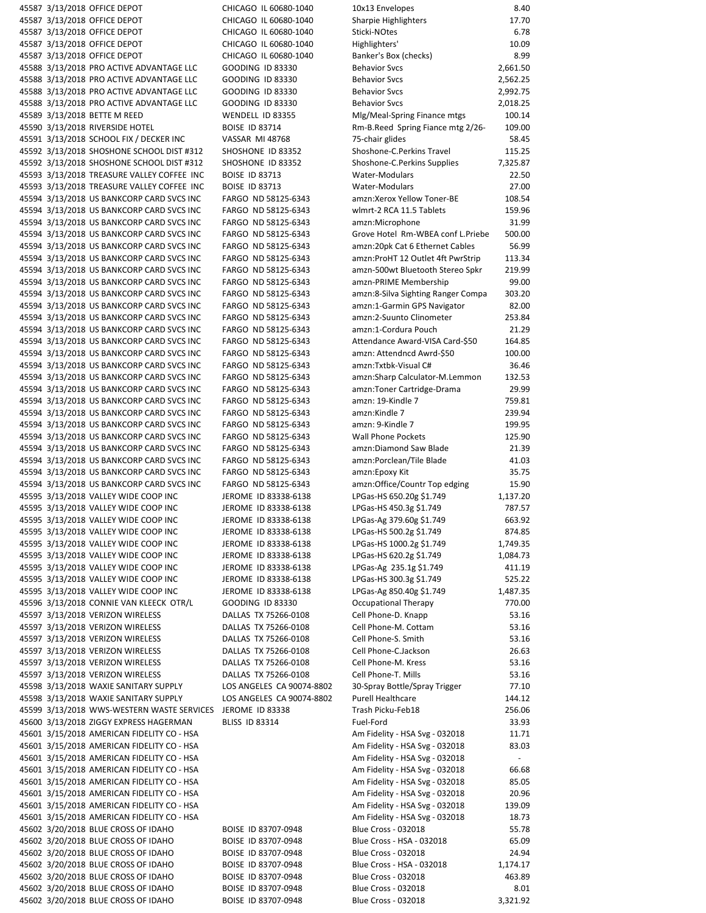| | | | | | |
|---|---|---|---|---|---|
| 45587 | 3/13/2018 | OFFICE DEPOT | CHICAGO IL 60680-1040 | 10x13 Envelopes | 8.40 |
| 45587 | 3/13/2018 | OFFICE DEPOT | CHICAGO IL 60680-1040 | Sharpie Highlighters | 17.70 |
| 45587 | 3/13/2018 | OFFICE DEPOT | CHICAGO IL 60680-1040 | Sticki-NOtes | 6.78 |
| 45587 | 3/13/2018 | OFFICE DEPOT | CHICAGO IL 60680-1040 | Highlighters' | 10.09 |
| 45587 | 3/13/2018 | OFFICE DEPOT | CHICAGO IL 60680-1040 | Banker's Box (checks) | 8.99 |
| 45588 | 3/13/2018 | PRO ACTIVE ADVANTAGE LLC | GOODING ID 83330 | Behavior Svcs | 2,661.50 |
| 45588 | 3/13/2018 | PRO ACTIVE ADVANTAGE LLC | GOODING ID 83330 | Behavior Svcs | 2,562.25 |
| 45588 | 3/13/2018 | PRO ACTIVE ADVANTAGE LLC | GOODING ID 83330 | Behavior Svcs | 2,992.75 |
| 45588 | 3/13/2018 | PRO ACTIVE ADVANTAGE LLC | GOODING ID 83330 | Behavior Svcs | 2,018.25 |
| 45589 | 3/13/2018 | BETTE M REED | WENDELL ID 83355 | Mlg/Meal-Spring Finance mtgs | 100.14 |
| 45590 | 3/13/2018 | RIVERSIDE HOTEL | BOISE ID 83714 | Rm-B.Reed Spring Fiance mtg 2/26- | 109.00 |
| 45591 | 3/13/2018 | SCHOOL FIX / DECKER INC | VASSAR MI 48768 | 75-chair glides | 58.45 |
| 45592 | 3/13/2018 | SHOSHONE SCHOOL DIST #312 | SHOSHONE ID 83352 | Shoshone-C.Perkins Travel | 115.25 |
| 45592 | 3/13/2018 | SHOSHONE SCHOOL DIST #312 | SHOSHONE ID 83352 | Shoshone-C.Perkins Supplies | 7,325.87 |
| 45593 | 3/13/2018 | TREASURE VALLEY COFFEE INC | BOISE ID 83713 | Water-Modulars | 22.50 |
| 45593 | 3/13/2018 | TREASURE VALLEY COFFEE INC | BOISE ID 83713 | Water-Modulars | 27.00 |
| 45594 | 3/13/2018 | US BANKCORP CARD SVCS INC | FARGO ND 58125-6343 | amzn:Xerox Yellow Toner-BE | 108.54 |
| 45594 | 3/13/2018 | US BANKCORP CARD SVCS INC | FARGO ND 58125-6343 | wlmrt-2 RCA 11.5 Tablets | 159.96 |
| 45594 | 3/13/2018 | US BANKCORP CARD SVCS INC | FARGO ND 58125-6343 | amzn:Microphone | 31.99 |
| 45594 | 3/13/2018 | US BANKCORP CARD SVCS INC | FARGO ND 58125-6343 | Grove Hotel Rm-WBEA conf L.Priebe | 500.00 |
| 45594 | 3/13/2018 | US BANKCORP CARD SVCS INC | FARGO ND 58125-6343 | amzn:20pk Cat 6 Ethernet Cables | 56.99 |
| 45594 | 3/13/2018 | US BANKCORP CARD SVCS INC | FARGO ND 58125-6343 | amzn:ProHT 12 Outlet 4ft PwrStrip | 113.34 |
| 45594 | 3/13/2018 | US BANKCORP CARD SVCS INC | FARGO ND 58125-6343 | amzn-500wt Bluetooth Stereo Spkr | 219.99 |
| 45594 | 3/13/2018 | US BANKCORP CARD SVCS INC | FARGO ND 58125-6343 | amzn-PRIME Membership | 99.00 |
| 45594 | 3/13/2018 | US BANKCORP CARD SVCS INC | FARGO ND 58125-6343 | amzn:8-Silva Sighting Ranger Compa | 303.20 |
| 45594 | 3/13/2018 | US BANKCORP CARD SVCS INC | FARGO ND 58125-6343 | amzn:1-Garmin GPS Navigator | 82.00 |
| 45594 | 3/13/2018 | US BANKCORP CARD SVCS INC | FARGO ND 58125-6343 | amzn:2-Suunto Clinometer | 253.84 |
| 45594 | 3/13/2018 | US BANKCORP CARD SVCS INC | FARGO ND 58125-6343 | amzn:1-Cordura Pouch | 21.29 |
| 45594 | 3/13/2018 | US BANKCORP CARD SVCS INC | FARGO ND 58125-6343 | Attendance Award-VISA Card-$50 | 164.85 |
| 45594 | 3/13/2018 | US BANKCORP CARD SVCS INC | FARGO ND 58125-6343 | amzn: Attendncd Awrd-$50 | 100.00 |
| 45594 | 3/13/2018 | US BANKCORP CARD SVCS INC | FARGO ND 58125-6343 | amzn:Txtbk-Visual C# | 36.46 |
| 45594 | 3/13/2018 | US BANKCORP CARD SVCS INC | FARGO ND 58125-6343 | amzn:Sharp Calculator-M.Lemmon | 132.53 |
| 45594 | 3/13/2018 | US BANKCORP CARD SVCS INC | FARGO ND 58125-6343 | amzn:Toner Cartridge-Drama | 29.99 |
| 45594 | 3/13/2018 | US BANKCORP CARD SVCS INC | FARGO ND 58125-6343 | amzn: 19-Kindle 7 | 759.81 |
| 45594 | 3/13/2018 | US BANKCORP CARD SVCS INC | FARGO ND 58125-6343 | amzn:Kindle 7 | 239.94 |
| 45594 | 3/13/2018 | US BANKCORP CARD SVCS INC | FARGO ND 58125-6343 | amzn: 9-Kindle 7 | 199.95 |
| 45594 | 3/13/2018 | US BANKCORP CARD SVCS INC | FARGO ND 58125-6343 | Wall Phone Pockets | 125.90 |
| 45594 | 3/13/2018 | US BANKCORP CARD SVCS INC | FARGO ND 58125-6343 | amzn:Diamond Saw Blade | 21.39 |
| 45594 | 3/13/2018 | US BANKCORP CARD SVCS INC | FARGO ND 58125-6343 | amzn:Porclean/Tile Blade | 41.03 |
| 45594 | 3/13/2018 | US BANKCORP CARD SVCS INC | FARGO ND 58125-6343 | amzn:Epoxy Kit | 35.75 |
| 45594 | 3/13/2018 | US BANKCORP CARD SVCS INC | FARGO ND 58125-6343 | amzn:Office/Countr Top edging | 15.90 |
| 45595 | 3/13/2018 | VALLEY WIDE COOP INC | JEROME ID 83338-6138 | LPGas-HS 650.20g $1.749 | 1,137.20 |
| 45595 | 3/13/2018 | VALLEY WIDE COOP INC | JEROME ID 83338-6138 | LPGas-HS 450.3g $1.749 | 787.57 |
| 45595 | 3/13/2018 | VALLEY WIDE COOP INC | JEROME ID 83338-6138 | LPGas-Ag 379.60g $1.749 | 663.92 |
| 45595 | 3/13/2018 | VALLEY WIDE COOP INC | JEROME ID 83338-6138 | LPGas-HS 500.2g $1.749 | 874.85 |
| 45595 | 3/13/2018 | VALLEY WIDE COOP INC | JEROME ID 83338-6138 | LPGas-HS 1000.2g $1.749 | 1,749.35 |
| 45595 | 3/13/2018 | VALLEY WIDE COOP INC | JEROME ID 83338-6138 | LPGas-HS 620.2g $1.749 | 1,084.73 |
| 45595 | 3/13/2018 | VALLEY WIDE COOP INC | JEROME ID 83338-6138 | LPGas-Ag 235.1g $1.749 | 411.19 |
| 45595 | 3/13/2018 | VALLEY WIDE COOP INC | JEROME ID 83338-6138 | LPGas-HS 300.3g $1.749 | 525.22 |
| 45595 | 3/13/2018 | VALLEY WIDE COOP INC | JEROME ID 83338-6138 | LPGas-Ag 850.40g $1.749 | 1,487.35 |
| 45596 | 3/13/2018 | CONNIE VAN KLEECK OTR/L | GOODING ID 83330 | Occupational Therapy | 770.00 |
| 45597 | 3/13/2018 | VERIZON WIRELESS | DALLAS TX 75266-0108 | Cell Phone-D. Knapp | 53.16 |
| 45597 | 3/13/2018 | VERIZON WIRELESS | DALLAS TX 75266-0108 | Cell Phone-M. Cottam | 53.16 |
| 45597 | 3/13/2018 | VERIZON WIRELESS | DALLAS TX 75266-0108 | Cell Phone-S. Smith | 53.16 |
| 45597 | 3/13/2018 | VERIZON WIRELESS | DALLAS TX 75266-0108 | Cell Phone-C.Jackson | 26.63 |
| 45597 | 3/13/2018 | VERIZON WIRELESS | DALLAS TX 75266-0108 | Cell Phone-M. Kress | 53.16 |
| 45597 | 3/13/2018 | VERIZON WIRELESS | DALLAS TX 75266-0108 | Cell Phone-T. Mills | 53.16 |
| 45598 | 3/13/2018 | WAXIE SANITARY SUPPLY | LOS ANGELES CA 90074-8802 | 30-Spray Bottle/Spray Trigger | 77.10 |
| 45598 | 3/13/2018 | WAXIE SANITARY SUPPLY | LOS ANGELES CA 90074-8802 | Purell Healthcare | 144.12 |
| 45599 | 3/13/2018 | WWS-WESTERN WASTE SERVICES | JEROME ID 83338 | Trash Picku-Feb18 | 256.06 |
| 45600 | 3/13/2018 | ZIGGY EXPRESS HAGERMAN | BLISS ID 83314 | Fuel-Ford | 33.93 |
| 45601 | 3/15/2018 | AMERICAN FIDELITY CO - HSA | | Am Fidelity - HSA Svg - 032018 | 11.71 |
| 45601 | 3/15/2018 | AMERICAN FIDELITY CO - HSA | | Am Fidelity - HSA Svg - 032018 | 83.03 |
| 45601 | 3/15/2018 | AMERICAN FIDELITY CO - HSA | | Am Fidelity - HSA Svg - 032018 | - |
| 45601 | 3/15/2018 | AMERICAN FIDELITY CO - HSA | | Am Fidelity - HSA Svg - 032018 | 66.68 |
| 45601 | 3/15/2018 | AMERICAN FIDELITY CO - HSA | | Am Fidelity - HSA Svg - 032018 | 85.05 |
| 45601 | 3/15/2018 | AMERICAN FIDELITY CO - HSA | | Am Fidelity - HSA Svg - 032018 | 20.96 |
| 45601 | 3/15/2018 | AMERICAN FIDELITY CO - HSA | | Am Fidelity - HSA Svg - 032018 | 139.09 |
| 45601 | 3/15/2018 | AMERICAN FIDELITY CO - HSA | | Am Fidelity - HSA Svg - 032018 | 18.73 |
| 45602 | 3/20/2018 | BLUE CROSS OF IDAHO | BOISE ID 83707-0948 | Blue Cross - 032018 | 55.78 |
| 45602 | 3/20/2018 | BLUE CROSS OF IDAHO | BOISE ID 83707-0948 | Blue Cross - HSA - 032018 | 65.09 |
| 45602 | 3/20/2018 | BLUE CROSS OF IDAHO | BOISE ID 83707-0948 | Blue Cross - 032018 | 24.94 |
| 45602 | 3/20/2018 | BLUE CROSS OF IDAHO | BOISE ID 83707-0948 | Blue Cross - HSA - 032018 | 1,174.17 |
| 45602 | 3/20/2018 | BLUE CROSS OF IDAHO | BOISE ID 83707-0948 | Blue Cross - 032018 | 463.89 |
| 45602 | 3/20/2018 | BLUE CROSS OF IDAHO | BOISE ID 83707-0948 | Blue Cross - 032018 | 8.01 |
| 45602 | 3/20/2018 | BLUE CROSS OF IDAHO | BOISE ID 83707-0948 | Blue Cross - 032018 | 3,321.92 |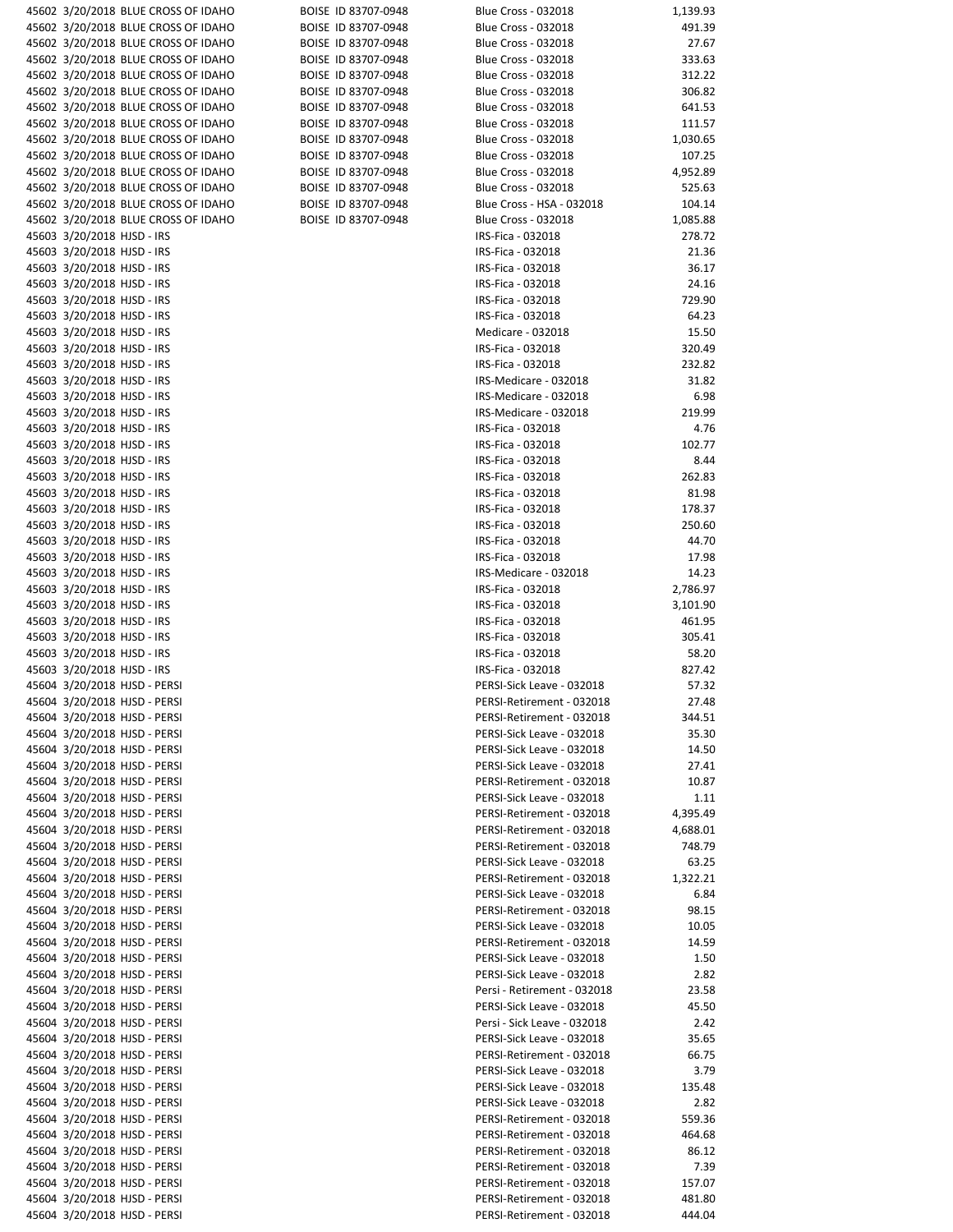| | | | | | |
|---|---|---|---|---|---|
| 45602 | 3/20/2018 | BLUE CROSS OF IDAHO | BOISE ID 83707-0948 | Blue Cross - 032018 | 1,139.93 |
| 45602 | 3/20/2018 | BLUE CROSS OF IDAHO | BOISE ID 83707-0948 | Blue Cross - 032018 | 491.39 |
| 45602 | 3/20/2018 | BLUE CROSS OF IDAHO | BOISE ID 83707-0948 | Blue Cross - 032018 | 27.67 |
| 45602 | 3/20/2018 | BLUE CROSS OF IDAHO | BOISE ID 83707-0948 | Blue Cross - 032018 | 333.63 |
| 45602 | 3/20/2018 | BLUE CROSS OF IDAHO | BOISE ID 83707-0948 | Blue Cross - 032018 | 312.22 |
| 45602 | 3/20/2018 | BLUE CROSS OF IDAHO | BOISE ID 83707-0948 | Blue Cross - 032018 | 306.82 |
| 45602 | 3/20/2018 | BLUE CROSS OF IDAHO | BOISE ID 83707-0948 | Blue Cross - 032018 | 641.53 |
| 45602 | 3/20/2018 | BLUE CROSS OF IDAHO | BOISE ID 83707-0948 | Blue Cross - 032018 | 111.57 |
| 45602 | 3/20/2018 | BLUE CROSS OF IDAHO | BOISE ID 83707-0948 | Blue Cross - 032018 | 1,030.65 |
| 45602 | 3/20/2018 | BLUE CROSS OF IDAHO | BOISE ID 83707-0948 | Blue Cross - 032018 | 107.25 |
| 45602 | 3/20/2018 | BLUE CROSS OF IDAHO | BOISE ID 83707-0948 | Blue Cross - 032018 | 4,952.89 |
| 45602 | 3/20/2018 | BLUE CROSS OF IDAHO | BOISE ID 83707-0948 | Blue Cross - 032018 | 525.63 |
| 45602 | 3/20/2018 | BLUE CROSS OF IDAHO | BOISE ID 83707-0948 | Blue Cross - HSA - 032018 | 104.14 |
| 45602 | 3/20/2018 | BLUE CROSS OF IDAHO | BOISE ID 83707-0948 | Blue Cross - 032018 | 1,085.88 |
| 45603 | 3/20/2018 | HJSD - IRS | | IRS-Fica - 032018 | 278.72 |
| 45603 | 3/20/2018 | HJSD - IRS | | IRS-Fica - 032018 | 21.36 |
| 45603 | 3/20/2018 | HJSD - IRS | | IRS-Fica - 032018 | 36.17 |
| 45603 | 3/20/2018 | HJSD - IRS | | IRS-Fica - 032018 | 24.16 |
| 45603 | 3/20/2018 | HJSD - IRS | | IRS-Fica - 032018 | 729.90 |
| 45603 | 3/20/2018 | HJSD - IRS | | IRS-Fica - 032018 | 64.23 |
| 45603 | 3/20/2018 | HJSD - IRS | | Medicare - 032018 | 15.50 |
| 45603 | 3/20/2018 | HJSD - IRS | | IRS-Fica - 032018 | 320.49 |
| 45603 | 3/20/2018 | HJSD - IRS | | IRS-Fica - 032018 | 232.82 |
| 45603 | 3/20/2018 | HJSD - IRS | | IRS-Medicare - 032018 | 31.82 |
| 45603 | 3/20/2018 | HJSD - IRS | | IRS-Medicare - 032018 | 6.98 |
| 45603 | 3/20/2018 | HJSD - IRS | | IRS-Medicare - 032018 | 219.99 |
| 45603 | 3/20/2018 | HJSD - IRS | | IRS-Fica - 032018 | 4.76 |
| 45603 | 3/20/2018 | HJSD - IRS | | IRS-Fica - 032018 | 102.77 |
| 45603 | 3/20/2018 | HJSD - IRS | | IRS-Fica - 032018 | 8.44 |
| 45603 | 3/20/2018 | HJSD - IRS | | IRS-Fica - 032018 | 262.83 |
| 45603 | 3/20/2018 | HJSD - IRS | | IRS-Fica - 032018 | 81.98 |
| 45603 | 3/20/2018 | HJSD - IRS | | IRS-Fica - 032018 | 178.37 |
| 45603 | 3/20/2018 | HJSD - IRS | | IRS-Fica - 032018 | 250.60 |
| 45603 | 3/20/2018 | HJSD - IRS | | IRS-Fica - 032018 | 44.70 |
| 45603 | 3/20/2018 | HJSD - IRS | | IRS-Fica - 032018 | 17.98 |
| 45603 | 3/20/2018 | HJSD - IRS | | IRS-Medicare - 032018 | 14.23 |
| 45603 | 3/20/2018 | HJSD - IRS | | IRS-Fica - 032018 | 2,786.97 |
| 45603 | 3/20/2018 | HJSD - IRS | | IRS-Fica - 032018 | 3,101.90 |
| 45603 | 3/20/2018 | HJSD - IRS | | IRS-Fica - 032018 | 461.95 |
| 45603 | 3/20/2018 | HJSD - IRS | | IRS-Fica - 032018 | 305.41 |
| 45603 | 3/20/2018 | HJSD - IRS | | IRS-Fica - 032018 | 58.20 |
| 45603 | 3/20/2018 | HJSD - IRS | | IRS-Fica - 032018 | 827.42 |
| 45604 | 3/20/2018 | HJSD - PERSI | | PERSI-Sick Leave - 032018 | 57.32 |
| 45604 | 3/20/2018 | HJSD - PERSI | | PERSI-Retirement - 032018 | 27.48 |
| 45604 | 3/20/2018 | HJSD - PERSI | | PERSI-Retirement - 032018 | 344.51 |
| 45604 | 3/20/2018 | HJSD - PERSI | | PERSI-Sick Leave - 032018 | 35.30 |
| 45604 | 3/20/2018 | HJSD - PERSI | | PERSI-Sick Leave - 032018 | 14.50 |
| 45604 | 3/20/2018 | HJSD - PERSI | | PERSI-Sick Leave - 032018 | 27.41 |
| 45604 | 3/20/2018 | HJSD - PERSI | | PERSI-Retirement - 032018 | 10.87 |
| 45604 | 3/20/2018 | HJSD - PERSI | | PERSI-Sick Leave - 032018 | 1.11 |
| 45604 | 3/20/2018 | HJSD - PERSI | | PERSI-Retirement - 032018 | 4,395.49 |
| 45604 | 3/20/2018 | HJSD - PERSI | | PERSI-Retirement - 032018 | 4,688.01 |
| 45604 | 3/20/2018 | HJSD - PERSI | | PERSI-Retirement - 032018 | 748.79 |
| 45604 | 3/20/2018 | HJSD - PERSI | | PERSI-Sick Leave - 032018 | 63.25 |
| 45604 | 3/20/2018 | HJSD - PERSI | | PERSI-Retirement - 032018 | 1,322.21 |
| 45604 | 3/20/2018 | HJSD - PERSI | | PERSI-Sick Leave - 032018 | 6.84 |
| 45604 | 3/20/2018 | HJSD - PERSI | | PERSI-Retirement - 032018 | 98.15 |
| 45604 | 3/20/2018 | HJSD - PERSI | | PERSI-Sick Leave - 032018 | 10.05 |
| 45604 | 3/20/2018 | HJSD - PERSI | | PERSI-Retirement - 032018 | 14.59 |
| 45604 | 3/20/2018 | HJSD - PERSI | | PERSI-Sick Leave - 032018 | 1.50 |
| 45604 | 3/20/2018 | HJSD - PERSI | | PERSI-Sick Leave - 032018 | 2.82 |
| 45604 | 3/20/2018 | HJSD - PERSI | | Persi - Retirement - 032018 | 23.58 |
| 45604 | 3/20/2018 | HJSD - PERSI | | PERSI-Sick Leave - 032018 | 45.50 |
| 45604 | 3/20/2018 | HJSD - PERSI | | Persi - Sick Leave - 032018 | 2.42 |
| 45604 | 3/20/2018 | HJSD - PERSI | | PERSI-Sick Leave - 032018 | 35.65 |
| 45604 | 3/20/2018 | HJSD - PERSI | | PERSI-Retirement - 032018 | 66.75 |
| 45604 | 3/20/2018 | HJSD - PERSI | | PERSI-Sick Leave - 032018 | 3.79 |
| 45604 | 3/20/2018 | HJSD - PERSI | | PERSI-Sick Leave - 032018 | 135.48 |
| 45604 | 3/20/2018 | HJSD - PERSI | | PERSI-Sick Leave - 032018 | 2.82 |
| 45604 | 3/20/2018 | HJSD - PERSI | | PERSI-Retirement - 032018 | 559.36 |
| 45604 | 3/20/2018 | HJSD - PERSI | | PERSI-Retirement - 032018 | 464.68 |
| 45604 | 3/20/2018 | HJSD - PERSI | | PERSI-Retirement - 032018 | 86.12 |
| 45604 | 3/20/2018 | HJSD - PERSI | | PERSI-Retirement - 032018 | 7.39 |
| 45604 | 3/20/2018 | HJSD - PERSI | | PERSI-Retirement - 032018 | 157.07 |
| 45604 | 3/20/2018 | HJSD - PERSI | | PERSI-Retirement - 032018 | 481.80 |
| 45604 | 3/20/2018 | HJSD - PERSI | | PERSI-Retirement - 032018 | 444.04 |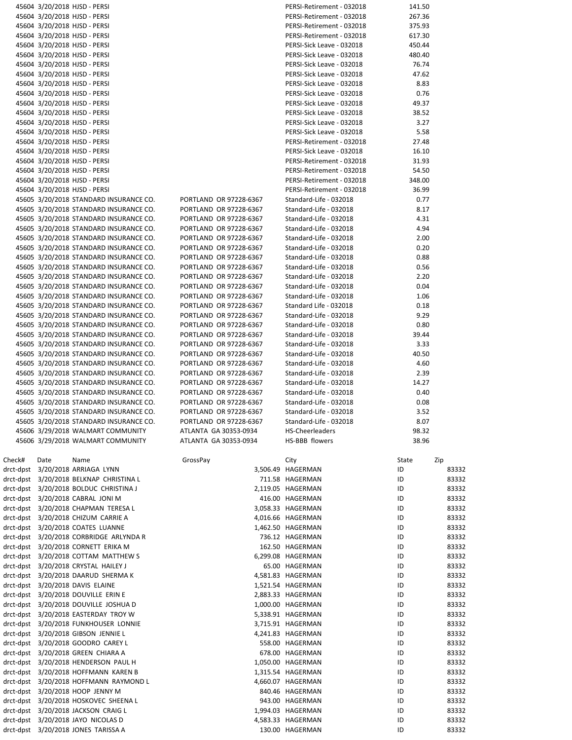| | | | | | |
|---|---|---|---|---|---|
| 45604 | 3/20/2018 | HJSD - PERSI | | PERSI-Retirement - 032018 | 141.50 |
| 45604 | 3/20/2018 | HJSD - PERSI | | PERSI-Retirement - 032018 | 267.36 |
| 45604 | 3/20/2018 | HJSD - PERSI | | PERSI-Retirement - 032018 | 375.93 |
| 45604 | 3/20/2018 | HJSD - PERSI | | PERSI-Retirement - 032018 | 617.30 |
| 45604 | 3/20/2018 | HJSD - PERSI | | PERSI-Sick Leave - 032018 | 450.44 |
| 45604 | 3/20/2018 | HJSD - PERSI | | PERSI-Sick Leave - 032018 | 480.40 |
| 45604 | 3/20/2018 | HJSD - PERSI | | PERSI-Sick Leave - 032018 | 76.74 |
| 45604 | 3/20/2018 | HJSD - PERSI | | PERSI-Sick Leave - 032018 | 47.62 |
| 45604 | 3/20/2018 | HJSD - PERSI | | PERSI-Sick Leave - 032018 | 8.83 |
| 45604 | 3/20/2018 | HJSD - PERSI | | PERSI-Sick Leave - 032018 | 0.76 |
| 45604 | 3/20/2018 | HJSD - PERSI | | PERSI-Sick Leave - 032018 | 49.37 |
| 45604 | 3/20/2018 | HJSD - PERSI | | PERSI-Sick Leave - 032018 | 38.52 |
| 45604 | 3/20/2018 | HJSD - PERSI | | PERSI-Sick Leave - 032018 | 3.27 |
| 45604 | 3/20/2018 | HJSD - PERSI | | PERSI-Sick Leave - 032018 | 5.58 |
| 45604 | 3/20/2018 | HJSD - PERSI | | PERSI-Retirement - 032018 | 27.48 |
| 45604 | 3/20/2018 | HJSD - PERSI | | PERSI-Sick Leave - 032018 | 16.10 |
| 45604 | 3/20/2018 | HJSD - PERSI | | PERSI-Retirement - 032018 | 31.93 |
| 45604 | 3/20/2018 | HJSD - PERSI | | PERSI-Retirement - 032018 | 54.50 |
| 45604 | 3/20/2018 | HJSD - PERSI | | PERSI-Retirement - 032018 | 348.00 |
| 45604 | 3/20/2018 | HJSD - PERSI | | PERSI-Retirement - 032018 | 36.99 |
| 45605 | 3/20/2018 | STANDARD INSURANCE CO. | PORTLAND OR 97228-6367 | Standard-Life - 032018 | 0.77 |
| 45605 | 3/20/2018 | STANDARD INSURANCE CO. | PORTLAND OR 97228-6367 | Standard-Life - 032018 | 8.17 |
| 45605 | 3/20/2018 | STANDARD INSURANCE CO. | PORTLAND OR 97228-6367 | Standard-Life - 032018 | 4.31 |
| 45605 | 3/20/2018 | STANDARD INSURANCE CO. | PORTLAND OR 97228-6367 | Standard-Life - 032018 | 4.94 |
| 45605 | 3/20/2018 | STANDARD INSURANCE CO. | PORTLAND OR 97228-6367 | Standard-Life - 032018 | 2.00 |
| 45605 | 3/20/2018 | STANDARD INSURANCE CO. | PORTLAND OR 97228-6367 | Standard-Life - 032018 | 0.20 |
| 45605 | 3/20/2018 | STANDARD INSURANCE CO. | PORTLAND OR 97228-6367 | Standard-Life - 032018 | 0.88 |
| 45605 | 3/20/2018 | STANDARD INSURANCE CO. | PORTLAND OR 97228-6367 | Standard-Life - 032018 | 0.56 |
| 45605 | 3/20/2018 | STANDARD INSURANCE CO. | PORTLAND OR 97228-6367 | Standard-Life - 032018 | 2.20 |
| 45605 | 3/20/2018 | STANDARD INSURANCE CO. | PORTLAND OR 97228-6367 | Standard-Life - 032018 | 0.04 |
| 45605 | 3/20/2018 | STANDARD INSURANCE CO. | PORTLAND OR 97228-6367 | Standard-Life - 032018 | 1.06 |
| 45605 | 3/20/2018 | STANDARD INSURANCE CO. | PORTLAND OR 97228-6367 | Standard Life - 032018 | 0.18 |
| 45605 | 3/20/2018 | STANDARD INSURANCE CO. | PORTLAND OR 97228-6367 | Standard-Life - 032018 | 9.29 |
| 45605 | 3/20/2018 | STANDARD INSURANCE CO. | PORTLAND OR 97228-6367 | Standard-Life - 032018 | 0.80 |
| 45605 | 3/20/2018 | STANDARD INSURANCE CO. | PORTLAND OR 97228-6367 | Standard-Life - 032018 | 39.44 |
| 45605 | 3/20/2018 | STANDARD INSURANCE CO. | PORTLAND OR 97228-6367 | Standard-Life - 032018 | 3.33 |
| 45605 | 3/20/2018 | STANDARD INSURANCE CO. | PORTLAND OR 97228-6367 | Standard-Life - 032018 | 40.50 |
| 45605 | 3/20/2018 | STANDARD INSURANCE CO. | PORTLAND OR 97228-6367 | Standard-Life - 032018 | 4.60 |
| 45605 | 3/20/2018 | STANDARD INSURANCE CO. | PORTLAND OR 97228-6367 | Standard-Life - 032018 | 2.39 |
| 45605 | 3/20/2018 | STANDARD INSURANCE CO. | PORTLAND OR 97228-6367 | Standard-Life - 032018 | 14.27 |
| 45605 | 3/20/2018 | STANDARD INSURANCE CO. | PORTLAND OR 97228-6367 | Standard-Life - 032018 | 0.40 |
| 45605 | 3/20/2018 | STANDARD INSURANCE CO. | PORTLAND OR 97228-6367 | Standard-Life - 032018 | 0.08 |
| 45605 | 3/20/2018 | STANDARD INSURANCE CO. | PORTLAND OR 97228-6367 | Standard-Life - 032018 | 3.52 |
| 45605 | 3/20/2018 | STANDARD INSURANCE CO. | PORTLAND OR 97228-6367 | Standard-Life - 032018 | 8.07 |
| 45606 | 3/29/2018 | WALMART COMMUNITY | ATLANTA GA 30353-0934 | HS-Cheerleaders | 98.32 |
| 45606 | 3/29/2018 | WALMART COMMUNITY | ATLANTA GA 30353-0934 | HS-BBB flowers | 38.96 |

| Check# | Date | Name | GrossPay | City | State | Zip |
|---|---|---|---|---|---|---|
| drct-dpst | 3/20/2018 | ARRIAGA LYNN | 3,506.49 | HAGERMAN | ID | 83332 |
| drct-dpst | 3/20/2018 | BELKNAP CHRISTINA L | 711.58 | HAGERMAN | ID | 83332 |
| drct-dpst | 3/20/2018 | BOLDUC CHRISTINA J | 2,119.05 | HAGERMAN | ID | 83332 |
| drct-dpst | 3/20/2018 | CABRAL JONI M | 416.00 | HAGERMAN | ID | 83332 |
| drct-dpst | 3/20/2018 | CHAPMAN TERESA L | 3,058.33 | HAGERMAN | ID | 83332 |
| drct-dpst | 3/20/2018 | CHIZUM CARRIE A | 4,016.66 | HAGERMAN | ID | 83332 |
| drct-dpst | 3/20/2018 | COATES LUANNE | 1,462.50 | HAGERMAN | ID | 83332 |
| drct-dpst | 3/20/2018 | CORBRIDGE ARLYNDA R | 736.12 | HAGERMAN | ID | 83332 |
| drct-dpst | 3/20/2018 | CORNETT ERIKA M | 162.50 | HAGERMAN | ID | 83332 |
| drct-dpst | 3/20/2018 | COTTAM MATTHEW S | 6,299.08 | HAGERMAN | ID | 83332 |
| drct-dpst | 3/20/2018 | CRYSTAL HAILEY J | 65.00 | HAGERMAN | ID | 83332 |
| drct-dpst | 3/20/2018 | DAARUD SHERMA K | 4,581.83 | HAGERMAN | ID | 83332 |
| drct-dpst | 3/20/2018 | DAVIS ELAINE | 1,521.54 | HAGERMAN | ID | 83332 |
| drct-dpst | 3/20/2018 | DOUVILLE ERIN E | 2,883.33 | HAGERMAN | ID | 83332 |
| drct-dpst | 3/20/2018 | DOUVILLE JOSHUA D | 1,000.00 | HAGERMAN | ID | 83332 |
| drct-dpst | 3/20/2018 | EASTERDAY TROY W | 5,338.91 | HAGERMAN | ID | 83332 |
| drct-dpst | 3/20/2018 | FUNKHOUSER LONNIE | 3,715.91 | HAGERMAN | ID | 83332 |
| drct-dpst | 3/20/2018 | GIBSON JENNIE L | 4,241.83 | HAGERMAN | ID | 83332 |
| drct-dpst | 3/20/2018 | GOODRO CAREY L | 558.00 | HAGERMAN | ID | 83332 |
| drct-dpst | 3/20/2018 | GREEN CHIARA A | 678.00 | HAGERMAN | ID | 83332 |
| drct-dpst | 3/20/2018 | HENDERSON PAUL H | 1,050.00 | HAGERMAN | ID | 83332 |
| drct-dpst | 3/20/2018 | HOFFMANN KAREN B | 1,315.54 | HAGERMAN | ID | 83332 |
| drct-dpst | 3/20/2018 | HOFFMANN RAYMOND L | 4,660.07 | HAGERMAN | ID | 83332 |
| drct-dpst | 3/20/2018 | HOOP JENNY M | 840.46 | HAGERMAN | ID | 83332 |
| drct-dpst | 3/20/2018 | HOSKOVEC SHEENA L | 943.00 | HAGERMAN | ID | 83332 |
| drct-dpst | 3/20/2018 | JACKSON CRAIG L | 1,994.03 | HAGERMAN | ID | 83332 |
| drct-dpst | 3/20/2018 | JAYO NICOLAS D | 4,583.33 | HAGERMAN | ID | 83332 |
| drct-dpst | 3/20/2018 | JONES TARISSA A | 130.00 | HAGERMAN | ID | 83332 |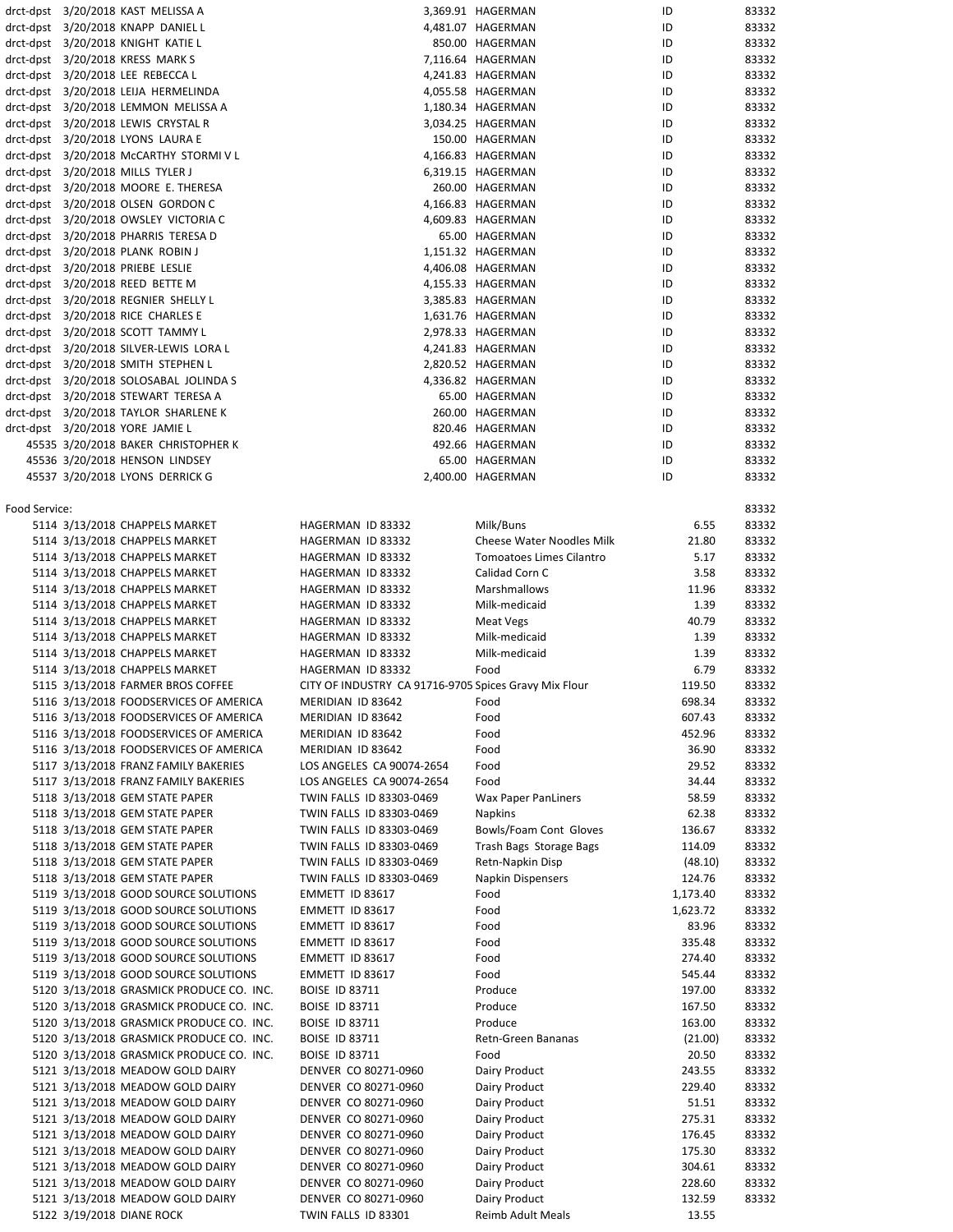| | | | | | | |
|---|---|---|---|---|---|---|
| drct-dpst | 3/20/2018 | KAST MELISSA A | 3,369.91 | HAGERMAN | ID | 83332 |
| drct-dpst | 3/20/2018 | KNAPP DANIEL L | 4,481.07 | HAGERMAN | ID | 83332 |
| drct-dpst | 3/20/2018 | KNIGHT KATIE L | 850.00 | HAGERMAN | ID | 83332 |
| drct-dpst | 3/20/2018 | KRESS MARK S | 7,116.64 | HAGERMAN | ID | 83332 |
| drct-dpst | 3/20/2018 | LEE REBECCA L | 4,241.83 | HAGERMAN | ID | 83332 |
| drct-dpst | 3/20/2018 | LEIJA HERMELINDA | 4,055.58 | HAGERMAN | ID | 83332 |
| drct-dpst | 3/20/2018 | LEMMON MELISSA A | 1,180.34 | HAGERMAN | ID | 83332 |
| drct-dpst | 3/20/2018 | LEWIS CRYSTAL R | 3,034.25 | HAGERMAN | ID | 83332 |
| drct-dpst | 3/20/2018 | LYONS LAURA E | 150.00 | HAGERMAN | ID | 83332 |
| drct-dpst | 3/20/2018 | McCARTHY STORMI V L | 4,166.83 | HAGERMAN | ID | 83332 |
| drct-dpst | 3/20/2018 | MILLS TYLER J | 6,319.15 | HAGERMAN | ID | 83332 |
| drct-dpst | 3/20/2018 | MOORE E. THERESA | 260.00 | HAGERMAN | ID | 83332 |
| drct-dpst | 3/20/2018 | OLSEN GORDON C | 4,166.83 | HAGERMAN | ID | 83332 |
| drct-dpst | 3/20/2018 | OWSLEY VICTORIA C | 4,609.83 | HAGERMAN | ID | 83332 |
| drct-dpst | 3/20/2018 | PHARRIS TERESA D | 65.00 | HAGERMAN | ID | 83332 |
| drct-dpst | 3/20/2018 | PLANK ROBIN J | 1,151.32 | HAGERMAN | ID | 83332 |
| drct-dpst | 3/20/2018 | PRIEBE LESLIE | 4,406.08 | HAGERMAN | ID | 83332 |
| drct-dpst | 3/20/2018 | REED BETTE M | 4,155.33 | HAGERMAN | ID | 83332 |
| drct-dpst | 3/20/2018 | REGNIER SHELLY L | 3,385.83 | HAGERMAN | ID | 83332 |
| drct-dpst | 3/20/2018 | RICE CHARLES E | 1,631.76 | HAGERMAN | ID | 83332 |
| drct-dpst | 3/20/2018 | SCOTT TAMMY L | 2,978.33 | HAGERMAN | ID | 83332 |
| drct-dpst | 3/20/2018 | SILVER-LEWIS LORA L | 4,241.83 | HAGERMAN | ID | 83332 |
| drct-dpst | 3/20/2018 | SMITH STEPHEN L | 2,820.52 | HAGERMAN | ID | 83332 |
| drct-dpst | 3/20/2018 | SOLOSABAL JOLINDA S | 4,336.82 | HAGERMAN | ID | 83332 |
| drct-dpst | 3/20/2018 | STEWART TERESA A | 65.00 | HAGERMAN | ID | 83332 |
| drct-dpst | 3/20/2018 | TAYLOR SHARLENE K | 260.00 | HAGERMAN | ID | 83332 |
| drct-dpst | 3/20/2018 | YORE JAMIE L | 820.46 | HAGERMAN | ID | 83332 |
| 45535 | 3/20/2018 | BAKER CHRISTOPHER K | 492.66 | HAGERMAN | ID | 83332 |
| 45536 | 3/20/2018 | HENSON LINDSEY | 65.00 | HAGERMAN | ID | 83332 |
| 45537 | 3/20/2018 | LYONS DERRICK G | 2,400.00 | HAGERMAN | ID | 83332 |

Food Service: 83332

| | | | | | | |
|---|---|---|---|---|---|---|
| 5114 | 3/13/2018 | CHAPPELS MARKET | HAGERMAN ID 83332 | Milk/Buns | 6.55 | 83332 |
| 5114 | 3/13/2018 | CHAPPELS MARKET | HAGERMAN ID 83332 | Cheese Water Noodles Milk | 21.80 | 83332 |
| 5114 | 3/13/2018 | CHAPPELS MARKET | HAGERMAN ID 83332 | Tomoatoes Limes Cilantro | 5.17 | 83332 |
| 5114 | 3/13/2018 | CHAPPELS MARKET | HAGERMAN ID 83332 | Calidad Corn C | 3.58 | 83332 |
| 5114 | 3/13/2018 | CHAPPELS MARKET | HAGERMAN ID 83332 | Marshmallows | 11.96 | 83332 |
| 5114 | 3/13/2018 | CHAPPELS MARKET | HAGERMAN ID 83332 | Milk-medicaid | 1.39 | 83332 |
| 5114 | 3/13/2018 | CHAPPELS MARKET | HAGERMAN ID 83332 | Meat Vegs | 40.79 | 83332 |
| 5114 | 3/13/2018 | CHAPPELS MARKET | HAGERMAN ID 83332 | Milk-medicaid | 1.39 | 83332 |
| 5114 | 3/13/2018 | CHAPPELS MARKET | HAGERMAN ID 83332 | Milk-medicaid | 1.39 | 83332 |
| 5114 | 3/13/2018 | CHAPPELS MARKET | HAGERMAN ID 83332 | Food | 6.79 | 83332 |
| 5115 | 3/13/2018 | FARMER BROS COFFEE | CITY OF INDUSTRY CA 91716-9705 | Spices Gravy Mix Flour | 119.50 | 83332 |
| 5116 | 3/13/2018 | FOODSERVICES OF AMERICA | MERIDIAN ID 83642 | Food | 698.34 | 83332 |
| 5116 | 3/13/2018 | FOODSERVICES OF AMERICA | MERIDIAN ID 83642 | Food | 607.43 | 83332 |
| 5116 | 3/13/2018 | FOODSERVICES OF AMERICA | MERIDIAN ID 83642 | Food | 452.96 | 83332 |
| 5116 | 3/13/2018 | FOODSERVICES OF AMERICA | MERIDIAN ID 83642 | Food | 36.90 | 83332 |
| 5117 | 3/13/2018 | FRANZ FAMILY BAKERIES | LOS ANGELES CA 90074-2654 | Food | 29.52 | 83332 |
| 5117 | 3/13/2018 | FRANZ FAMILY BAKERIES | LOS ANGELES CA 90074-2654 | Food | 34.44 | 83332 |
| 5118 | 3/13/2018 | GEM STATE PAPER | TWIN FALLS ID 83303-0469 | Wax Paper PanLiners | 58.59 | 83332 |
| 5118 | 3/13/2018 | GEM STATE PAPER | TWIN FALLS ID 83303-0469 | Napkins | 62.38 | 83332 |
| 5118 | 3/13/2018 | GEM STATE PAPER | TWIN FALLS ID 83303-0469 | Bowls/Foam Cont Gloves | 136.67 | 83332 |
| 5118 | 3/13/2018 | GEM STATE PAPER | TWIN FALLS ID 83303-0469 | Trash Bags Storage Bags | 114.09 | 83332 |
| 5118 | 3/13/2018 | GEM STATE PAPER | TWIN FALLS ID 83303-0469 | Retn-Napkin Disp | (48.10) | 83332 |
| 5118 | 3/13/2018 | GEM STATE PAPER | TWIN FALLS ID 83303-0469 | Napkin Dispensers | 124.76 | 83332 |
| 5119 | 3/13/2018 | GOOD SOURCE SOLUTIONS | EMMETT ID 83617 | Food | 1,173.40 | 83332 |
| 5119 | 3/13/2018 | GOOD SOURCE SOLUTIONS | EMMETT ID 83617 | Food | 1,623.72 | 83332 |
| 5119 | 3/13/2018 | GOOD SOURCE SOLUTIONS | EMMETT ID 83617 | Food | 83.96 | 83332 |
| 5119 | 3/13/2018 | GOOD SOURCE SOLUTIONS | EMMETT ID 83617 | Food | 335.48 | 83332 |
| 5119 | 3/13/2018 | GOOD SOURCE SOLUTIONS | EMMETT ID 83617 | Food | 274.40 | 83332 |
| 5119 | 3/13/2018 | GOOD SOURCE SOLUTIONS | EMMETT ID 83617 | Food | 545.44 | 83332 |
| 5120 | 3/13/2018 | GRASMICK PRODUCE CO. INC. | BOISE ID 83711 | Produce | 197.00 | 83332 |
| 5120 | 3/13/2018 | GRASMICK PRODUCE CO. INC. | BOISE ID 83711 | Produce | 167.50 | 83332 |
| 5120 | 3/13/2018 | GRASMICK PRODUCE CO. INC. | BOISE ID 83711 | Produce | 163.00 | 83332 |
| 5120 | 3/13/2018 | GRASMICK PRODUCE CO. INC. | BOISE ID 83711 | Retn-Green Bananas | (21.00) | 83332 |
| 5120 | 3/13/2018 | GRASMICK PRODUCE CO. INC. | BOISE ID 83711 | Food | 20.50 | 83332 |
| 5121 | 3/13/2018 | MEADOW GOLD DAIRY | DENVER CO 80271-0960 | Dairy Product | 243.55 | 83332 |
| 5121 | 3/13/2018 | MEADOW GOLD DAIRY | DENVER CO 80271-0960 | Dairy Product | 229.40 | 83332 |
| 5121 | 3/13/2018 | MEADOW GOLD DAIRY | DENVER CO 80271-0960 | Dairy Product | 51.51 | 83332 |
| 5121 | 3/13/2018 | MEADOW GOLD DAIRY | DENVER CO 80271-0960 | Dairy Product | 275.31 | 83332 |
| 5121 | 3/13/2018 | MEADOW GOLD DAIRY | DENVER CO 80271-0960 | Dairy Product | 176.45 | 83332 |
| 5121 | 3/13/2018 | MEADOW GOLD DAIRY | DENVER CO 80271-0960 | Dairy Product | 175.30 | 83332 |
| 5121 | 3/13/2018 | MEADOW GOLD DAIRY | DENVER CO 80271-0960 | Dairy Product | 304.61 | 83332 |
| 5121 | 3/13/2018 | MEADOW GOLD DAIRY | DENVER CO 80271-0960 | Dairy Product | 228.60 | 83332 |
| 5121 | 3/13/2018 | MEADOW GOLD DAIRY | DENVER CO 80271-0960 | Dairy Product | 132.59 | 83332 |
| 5122 | 3/19/2018 | DIANE ROCK | TWIN FALLS ID 83301 | Reimb Adult Meals | 13.55 | |